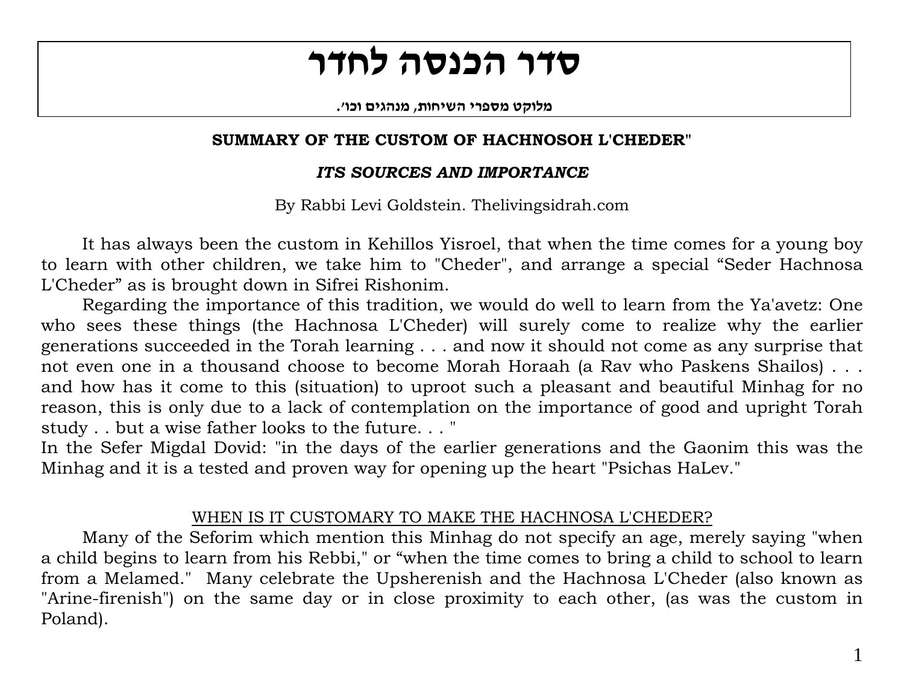# סדר הכנסה לחדר

**מלוקט מספרי השיחות, מנהגים וכו'.**

**SUMMARY OF THE CUSTOM OF HACHNOSOH L'CHEDER"**

***ITS SOURCES AND IMPORTANCE***

By Rabbi Levi Goldstein. Thelivingsidrah.com

It has always been the custom in Kehillos Yisroel, that when the time comes for a young boy to learn with other children, we take him to "Cheder", and arrange a special "Seder Hachnosa L'Cheder" as is brought down in Sifrei Rishonim.

Regarding the importance of this tradition, we would do well to learn from the Ya'avetz: One who sees these things (the Hachnosa L'Cheder) will surely come to realize why the earlier generations succeeded in the Torah learning . . . and now it should not come as any surprise that not even one in a thousand choose to become Morah Horaah (a Rav who Paskens Shailos) . . . and how has it come to this (situation) to uproot such a pleasant and beautiful Minhag for no reason, this is only due to a lack of contemplation on the importance of good and upright Torah study . . but a wise father looks to the future. . . "

In the Sefer Migdal Dovid: "in the days of the earlier generations and the Gaonim this was the Minhag and it is a tested and proven way for opening up the heart "Psichas HaLev."

WHEN IS IT CUSTOMARY TO MAKE THE HACHNOSA L'CHEDER?

Many of the Seforim which mention this Minhag do not specify an age, merely saying "when a child begins to learn from his Rebbi," or "when the time comes to bring a child to school to learn from a Melamed." Many celebrate the Upsherenish and the Hachnosa L'Cheder (also known as "Arine-firenish") on the same day or in close proximity to each other, (as was the custom in Poland).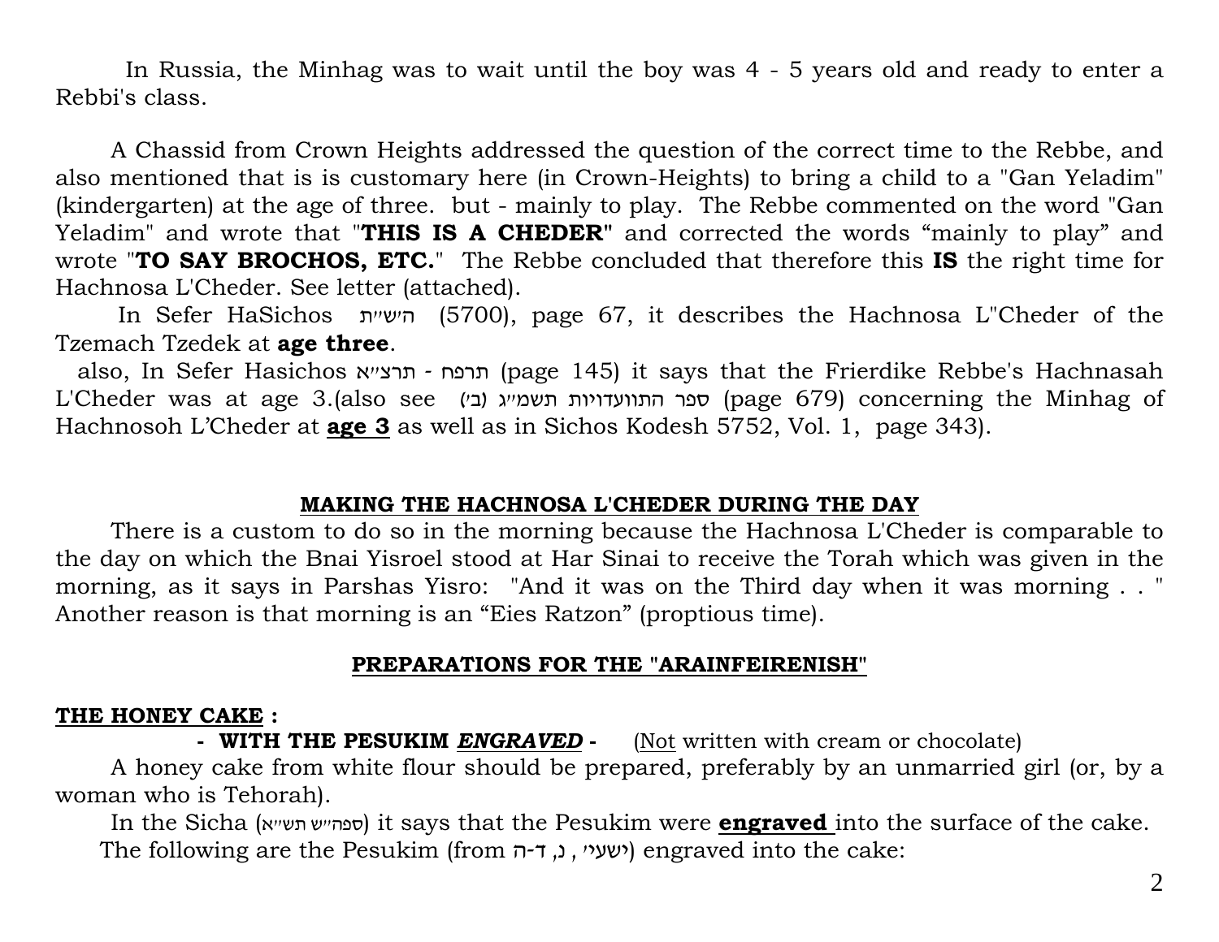In Russia, the Minhag was to wait until the boy was 4 - 5 years old and ready to enter a Rebbi's class.

A Chassid from Crown Heights addressed the question of the correct time to the Rebbe, and also mentioned that is is customary here (in Crown-Heights) to bring a child to a "Gan Yeladim" (kindergarten) at the age of three. but - mainly to play. The Rebbe commented on the word "Gan Yeladim" and wrote that "**THIS IS A CHEDER**" and corrected the words "mainly to play" and wrote "**TO SAY BROCHOS, ETC.**" The Rebbe concluded that therefore this **IS** the right time for Hachnosa L'Cheder. See letter (attached).

In Sefer HaSichos הש״ת (5700), page 67, it describes the Hachnosa L"Cheder of the Tzemach Tzedek at **age three**.

also, In Sefer Hasichos תרפח - תרצ״א (page 145) it says that the Frierdike Rebbe's Hachnasah L'Cheder was at age 3.(also see ספר התוועדויות תשמ״ג (ב׳) (page 679) concerning the Minhag of Hachnosoh L'Cheder at **<u>age 3</u>** as well as in Sichos Kodesh 5752, Vol. 1, page 343).

## <u>MAKING THE HACHNOSA L'CHEDER DURING THE DAY</u>

There is a custom to do so in the morning because the Hachnosa L'Cheder is comparable to the day on which the Bnai Yisroel stood at Har Sinai to receive the Torah which was given in the morning, as it says in Parshas Yisro: "And it was on the Third day when it was morning . . " Another reason is that morning is an "Eies Ratzon" (proptious time).

## <u>PREPARATIONS FOR THE "ARAINFEIRENISH"</u>

### <u>THE HONEY CAKE</u> :

**- WITH THE PESUKIM *<u>ENGRAVED</u>* -** (<u>Not</u> written with cream or chocolate)

A honey cake from white flour should be prepared, preferably by an unmarried girl (or, by a woman who is Tehorah).

In the Sicha (ספה״ש תש״א) it says that the Pesukim were **<u>engraved</u>** into the surface of the cake.

The following are the Pesukim (from ישעי׳ , נ, ד-ה) engraved into the cake: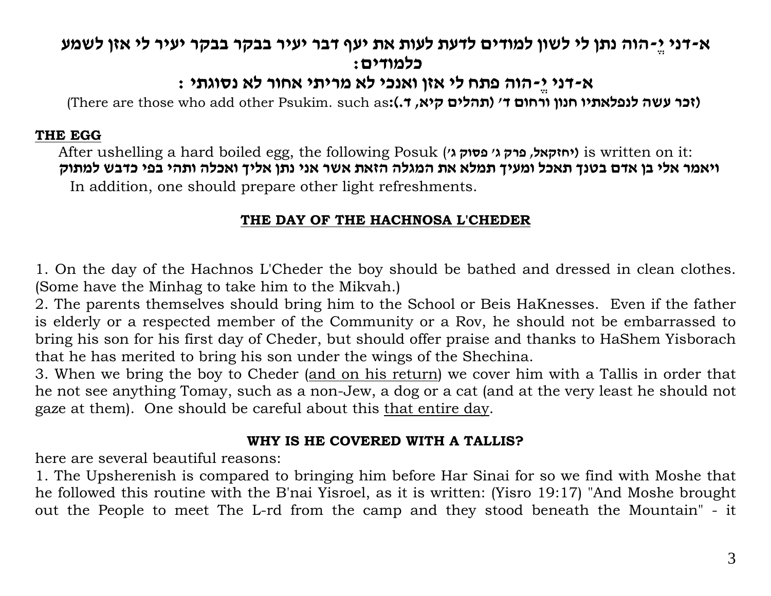**א-דני יֱ-הוה נתן לי לשון למודים לדעת לעות את יעף דבר יעיר בבקר בבקר יעיר לי אזן לשמע כלמודים:**

**א-דני יֱ-הוה פתח לי אזן ואנכי לא מריתי אחור לא נסוגתי :**

(There are those who add other Psukim. such as:**(זכר עשה לנפלאתיו חנון ורחום ד' (תהלים קיא, ד.)**

**THE EGG**

After ushelling a hard boiled egg, the following Posuk (**יחזקאל, פרק ג' פסוק ג'**) is written on it:
**ויאמר אלי בן אדם בטנך תאכל ומעיך תמלא את המגלה הזאת אשר אני נתן אליך ואכלה ותהי בפי כדבש למתוק**

In addition, one should prepare other light refreshments.

**THE DAY OF THE HACHNOSA L'CHEDER**

1. On the day of the Hachnos L'Cheder the boy should be bathed and dressed in clean clothes. (Some have the Minhag to take him to the Mikvah.)
2. The parents themselves should bring him to the School or Beis HaKnesses. Even if the father is elderly or a respected member of the Community or a Rov, he should not be embarrassed to bring his son for his first day of Cheder, but should offer praise and thanks to HaShem Yisborach that he has merited to bring his son under the wings of the Shechina.
3. When we bring the boy to Cheder (and on his return) we cover him with a Tallis in order that he not see anything Tomay, such as a non-Jew, a dog or a cat (and at the very least he should not gaze at them). One should be careful about this that entire day.

**WHY IS HE COVERED WITH A TALLIS?**

here are several beautiful reasons:
1. The Upsherenish is compared to bringing him before Har Sinai for so we find with Moshe that he followed this routine with the B'nai Yisroel, as it is written: (Yisro 19:17) "And Moshe brought out the People to meet The L-rd from the camp and they stood beneath the Mountain" - it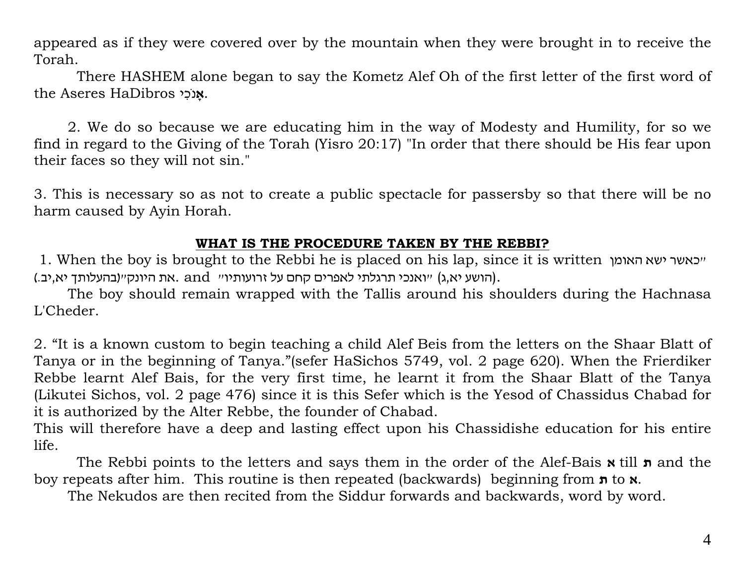appeared as if they were covered over by the mountain when they were brought in to receive the Torah.

There HASHEM alone began to say the Kometz Alef Oh of the first letter of the first word of the Aseres HaDibros אָנֹכִי.

2. We do so because we are educating him in the way of Modesty and Humility, for so we find in regard to the Giving of the Torah (Yisro 20:17) "In order that there should be His fear upon their faces so they will not sin."

3. This is necessary so as not to create a public spectacle for passersby so that there will be no harm caused by Ayin Horah.

## **WHAT IS THE PROCEDURE TAKEN BY THE REBBI?**

1. When the boy is brought to the Rebbi he is placed on his lap, since it is written "כאשר ישא האומן את היונק"(בהעלותך יא,יב.) and "ואנכי תרגלתי לאפרים קחם על זרועותיו" (הושע יא,ג).

The boy should remain wrapped with the Tallis around his shoulders during the Hachnasa L'Cheder.

2. "It is a known custom to begin teaching a child Alef Beis from the letters on the Shaar Blatt of Tanya or in the beginning of Tanya."(sefer HaSichos 5749, vol. 2 page 620). When the Frierdiker Rebbe learnt Alef Bais, for the very first time, he learnt it from the Shaar Blatt of the Tanya (Likutei Sichos, vol. 2 page 476) since it is this Sefer which is the Yesod of Chassidus Chabad for it is authorized by the Alter Rebbe, the founder of Chabad.
This will therefore have a deep and lasting effect upon his Chassidishe education for his entire life.

The Rebbi points to the letters and says them in the order of the Alef-Bais **א** till **ת** and the boy repeats after him. This routine is then repeated (backwards) beginning from **ת** to **א**.

The Nekudos are then recited from the Siddur forwards and backwards, word by word.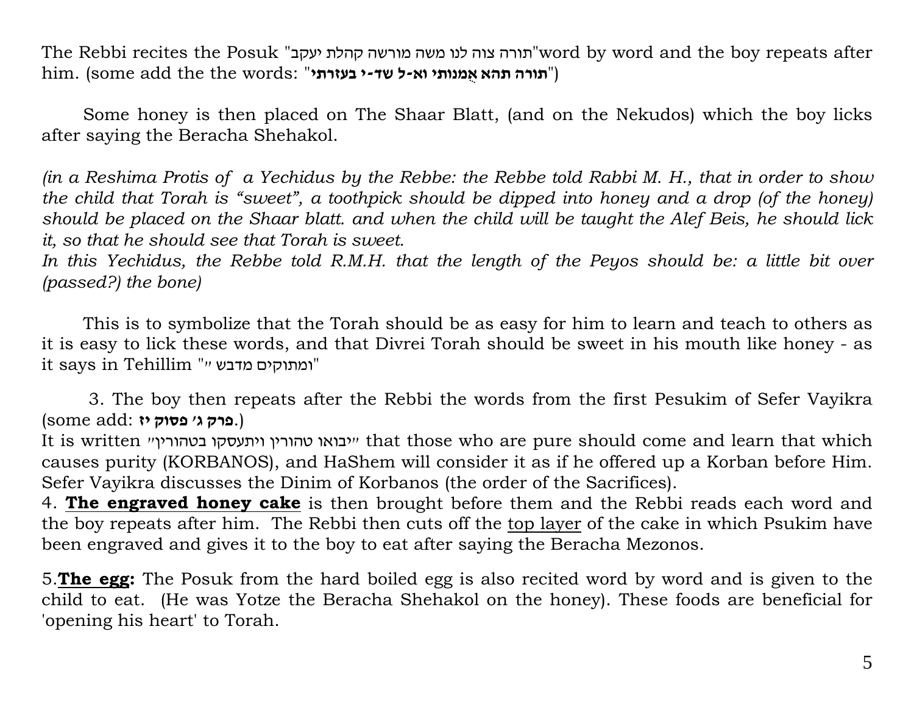The Rebbi recites the Posuk "תורה צוה לנו משה מורשה קהלת יעקב"word by word and the boy repeats after him. (some add the the words: "**תורה תהא אֱמנותי וא-ל שד-י בעזרתי**")

Some honey is then placed on The Shaar Blatt, (and on the Nekudos) which the boy licks after saying the Beracha Shehakol.

*(in a Reshima Protis of a Yechidus by the Rebbe: the Rebbe told Rabbi M. H., that in order to show the child that Torah is "sweet", a toothpick should be dipped into honey and a drop (of the honey) should be placed on the Shaar blatt. and when the child will be taught the Alef Beis, he should lick it, so that he should see that Torah is sweet.*
*In this Yechidus, the Rebbe told R.M.H. that the length of the Peyos should be: a little bit over (passed?) the bone)*

This is to symbolize that the Torah should be as easy for him to learn and teach to others as it is easy to lick these words, and that Divrei Torah should be sweet in his mouth like honey - as it says in Tehillim "ומתוקים מדבש ״"

3. The boy then repeats after the Rebbi the words from the first Pesukim of Sefer Vayikra (some add: **פרק ג׳ פסוק יז**.)
It is written ״יבואו טהורין ויתעסקו בטהורין״ that those who are pure should come and learn that which causes purity (KORBANOS), and HaShem will consider it as if he offered up a Korban before Him. Sefer Vayikra discusses the Dinim of Korbanos (the order of the Sacrifices).
4. **The engraved honey cake** is then brought before them and the Rebbi reads each word and the boy repeats after him. The Rebbi then cuts off the top layer of the cake in which Psukim have been engraved and gives it to the boy to eat after saying the Beracha Mezonos.

5.**The egg:** The Posuk from the hard boiled egg is also recited word by word and is given to the child to eat. (He was Yotze the Beracha Shehakol on the honey). These foods are beneficial for 'opening his heart' to Torah.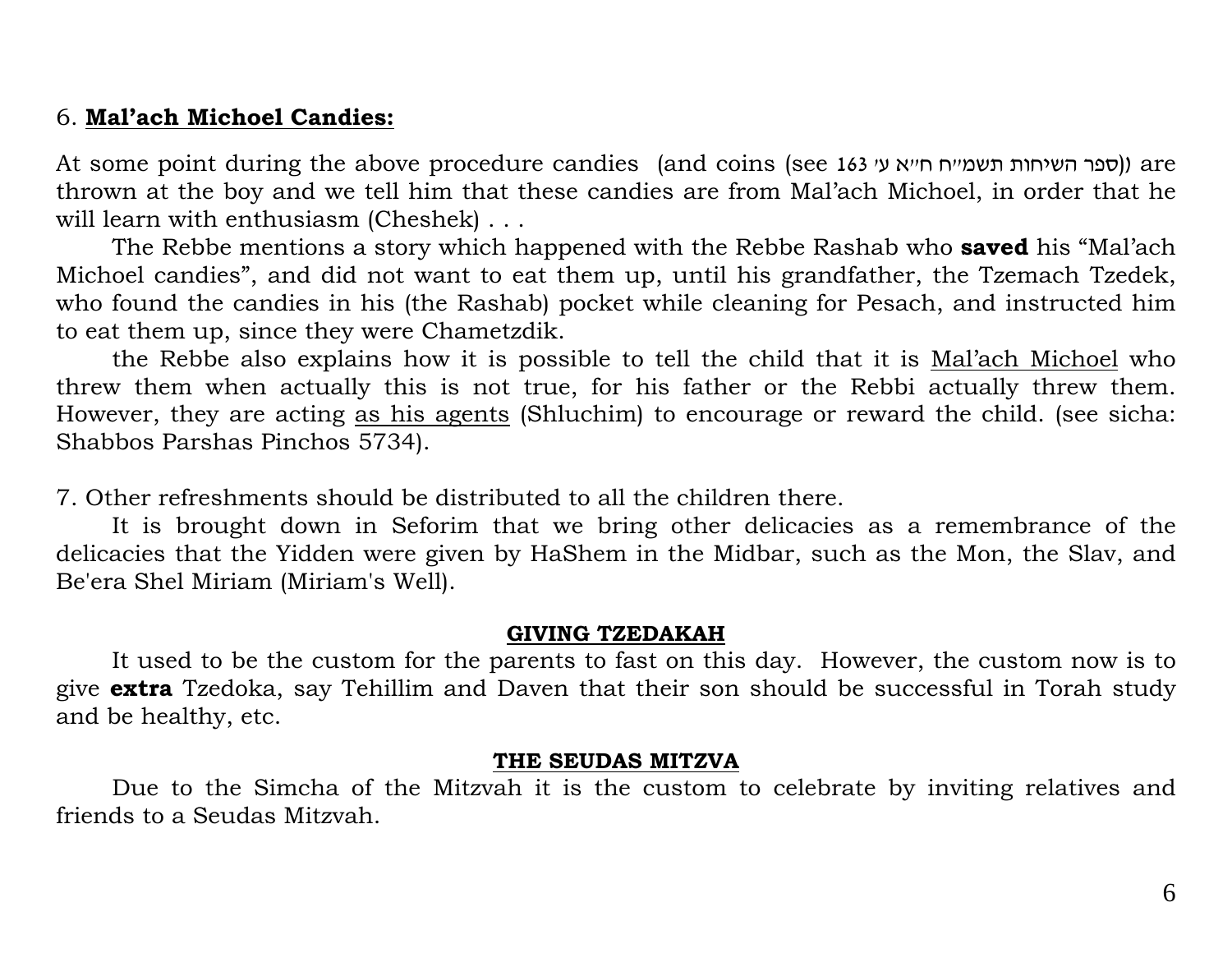6. **Mal'ach Michoel Candies:**

At some point during the above procedure candies (and coins (see ספר השיחות תשמ״ח ח״א ע׳ 163)) are thrown at the boy and we tell him that these candies are from Mal'ach Michoel, in order that he will learn with enthusiasm (Cheshek) . . .

The Rebbe mentions a story which happened with the Rebbe Rashab who **saved** his "Mal'ach Michoel candies", and did not want to eat them up, until his grandfather, the Tzemach Tzedek, who found the candies in his (the Rashab) pocket while cleaning for Pesach, and instructed him to eat them up, since they were Chametzdik.

the Rebbe also explains how it is possible to tell the child that it is <u>Mal'ach Michoel</u> who threw them when actually this is not true, for his father or the Rebbi actually threw them. However, they are acting <u>as his agents</u> (Shluchim) to encourage or reward the child. (see sicha: Shabbos Parshas Pinchos 5734).

7. Other refreshments should be distributed to all the children there.

It is brought down in Seforim that we bring other delicacies as a remembrance of the delicacies that the Yidden were given by HaShem in the Midbar, such as the Mon, the Slav, and Be'era Shel Miriam (Miriam's Well).

## GIVING TZEDAKAH

It used to be the custom for the parents to fast on this day. However, the custom now is to give **extra** Tzedoka, say Tehillim and Daven that their son should be successful in Torah study and be healthy, etc.

## THE SEUDAS MITZVA

Due to the Simcha of the Mitzvah it is the custom to celebrate by inviting relatives and friends to a Seudas Mitzvah.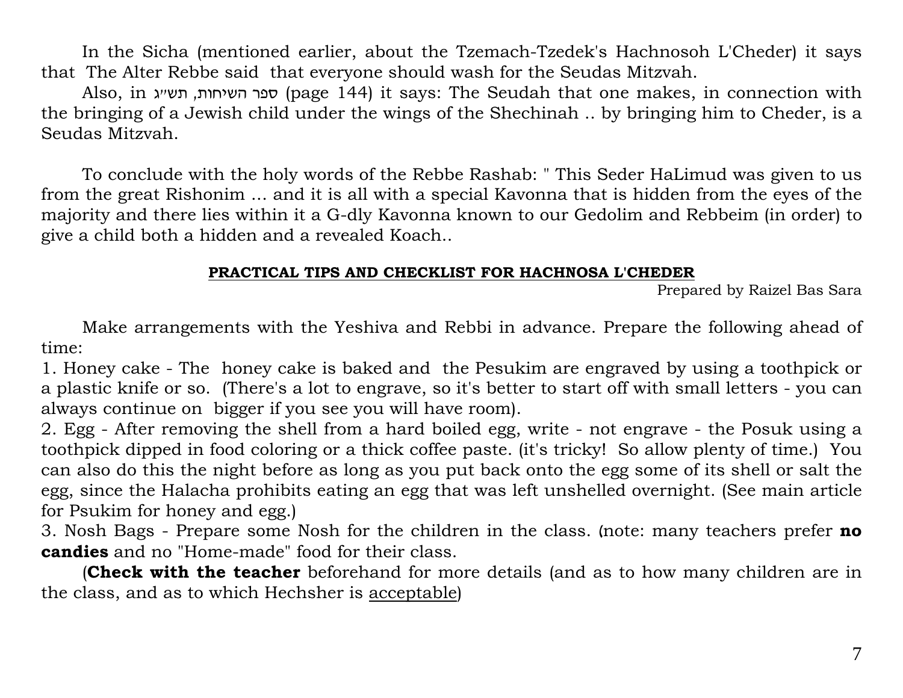In the Sicha (mentioned earlier, about the Tzemach-Tzedek's Hachnosoh L'Cheder) it says that The Alter Rebbe said that everyone should wash for the Seudas Mitzvah.

Also, in ספר השיחות, תש״ג (page 144) it says: The Seudah that one makes, in connection with the bringing of a Jewish child under the wings of the Shechinah .. by bringing him to Cheder, is a Seudas Mitzvah.

To conclude with the holy words of the Rebbe Rashab: " This Seder HaLimud was given to us from the great Rishonim ... and it is all with a special Kavonna that is hidden from the eyes of the majority and there lies within it a G-dly Kavonna known to our Gedolim and Rebbeim (in order) to give a child both a hidden and a revealed Koach..

## PRACTICAL TIPS AND CHECKLIST FOR HACHNOSA L'CHEDER

Prepared by Raizel Bas Sara

Make arrangements with the Yeshiva and Rebbi in advance. Prepare the following ahead of time:

1. Honey cake - The honey cake is baked and the Pesukim are engraved by using a toothpick or a plastic knife or so. (There's a lot to engrave, so it's better to start off with small letters - you can always continue on bigger if you see you will have room).
2. Egg - After removing the shell from a hard boiled egg, write - not engrave - the Posuk using a toothpick dipped in food coloring or a thick coffee paste. (it's tricky! So allow plenty of time.) You can also do this the night before as long as you put back onto the egg some of its shell or salt the egg, since the Halacha prohibits eating an egg that was left unshelled overnight. (See main article for Psukim for honey and egg.)
3. Nosh Bags - Prepare some Nosh for the children in the class. (note: many teachers prefer **no candies** and no "Home-made" food for their class.

(**Check with the teacher** beforehand for more details (and as to how many children are in the class, and as to which Hechsher is acceptable)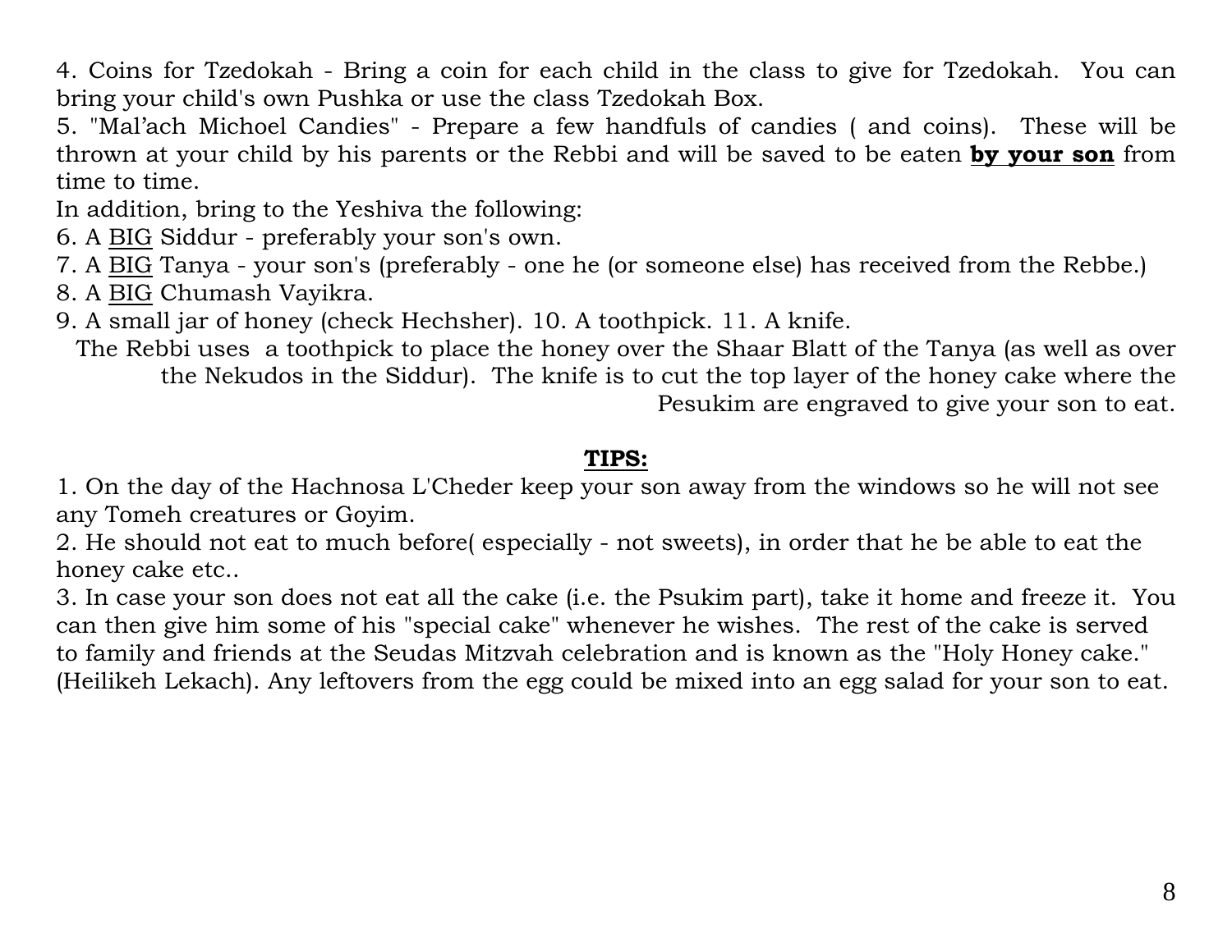4. Coins for Tzedokah - Bring a coin for each child in the class to give for Tzedokah. You can bring your child's own Pushka or use the class Tzedokah Box.

5. "Mal'ach Michoel Candies" - Prepare a few handfuls of candies ( and coins). These will be thrown at your child by his parents or the Rebbi and will be saved to be eaten **by your son** from time to time.

In addition, bring to the Yeshiva the following:

6. A BIG Siddur - preferably your son's own.

7. A BIG Tanya - your son's (preferably - one he (or someone else) has received from the Rebbe.)

8. A BIG Chumash Vayikra.

9. A small jar of honey (check Hechsher). 10. A toothpick. 11. A knife.

The Rebbi uses a toothpick to place the honey over the Shaar Blatt of the Tanya (as well as over the Nekudos in the Siddur). The knife is to cut the top layer of the honey cake where the Pesukim are engraved to give your son to eat.

**TIPS:**

1. On the day of the Hachnosa L'Cheder keep your son away from the windows so he will not see any Tomeh creatures or Goyim.

2. He should not eat to much before( especially - not sweets), in order that he be able to eat the honey cake etc..

3. In case your son does not eat all the cake (i.e. the Psukim part), take it home and freeze it. You can then give him some of his "special cake" whenever he wishes. The rest of the cake is served to family and friends at the Seudas Mitzvah celebration and is known as the "Holy Honey cake." (Heilikeh Lekach). Any leftovers from the egg could be mixed into an egg salad for your son to eat.